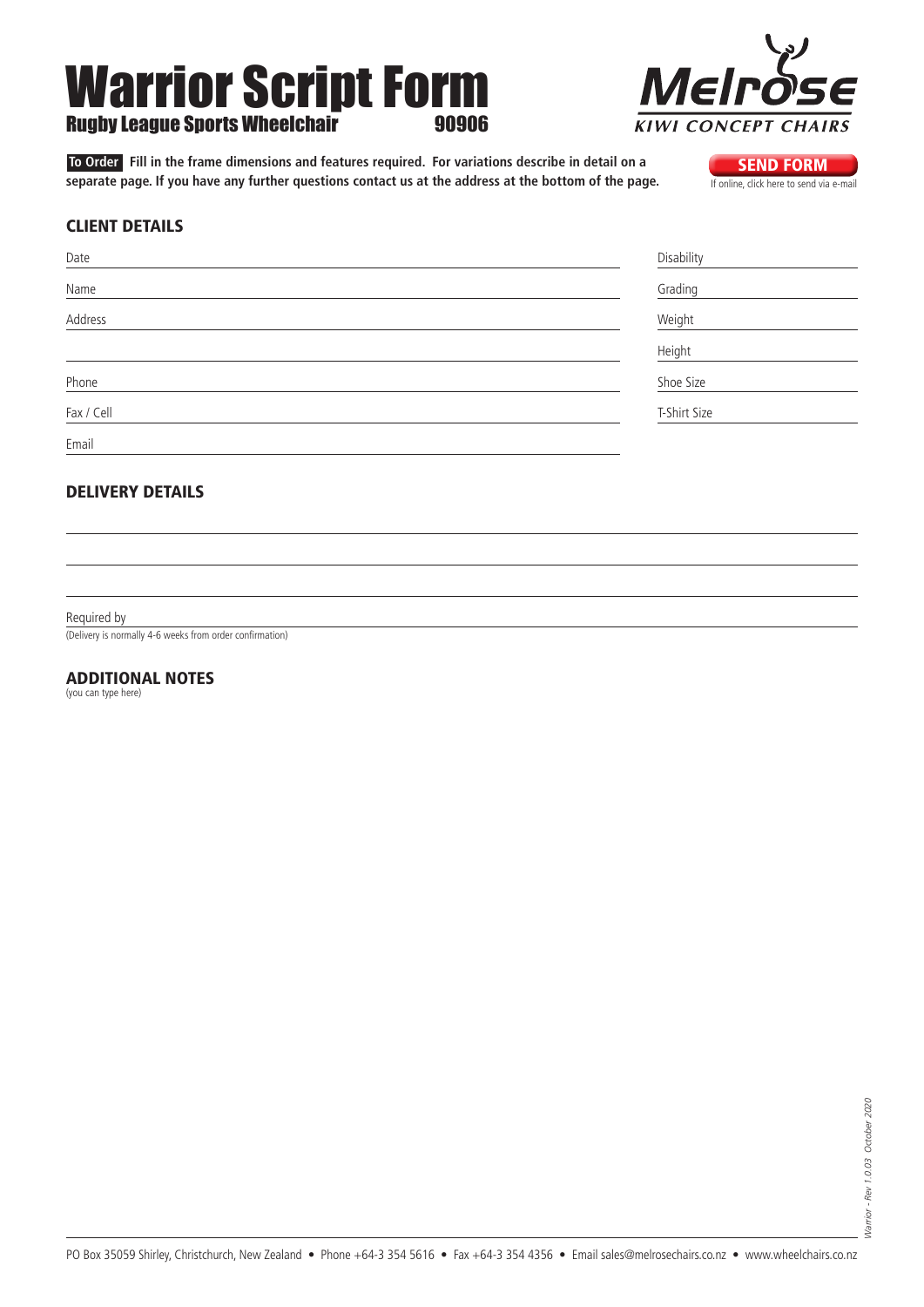# Warrior Script Form

## Rugby League Sports Wheelchair 90906

Melrose KIWI CONCEPT CHAIRS

**To Order** **Fill in the frame dimensions and features required. For variations describe in detail on a separate page. If you have any further questions contact us at the address at the bottom of the page.**

**SEND FORM**
If online, click here to send via e-mail

## CLIENT DETAILS

Date

Name

Address

Phone

Fax / Cell

Email

Disability

Grading

Weight

Height

Shoe Size

T-Shirt Size

## DELIVERY DETAILS

Required by

(Delivery is normally 4-6 weeks from order confirmation)

## ADDITIONAL NOTES

(you can type here)

PO Box 35059 Shirley, Christchurch, New Zealand • Phone +64-3 354 5616 • Fax +64-3 354 4356 • Email sales@melrosechairs.co.nz • www.wheelchairs.co.nz

*Warrior - Rev 1.0.03 October 2020*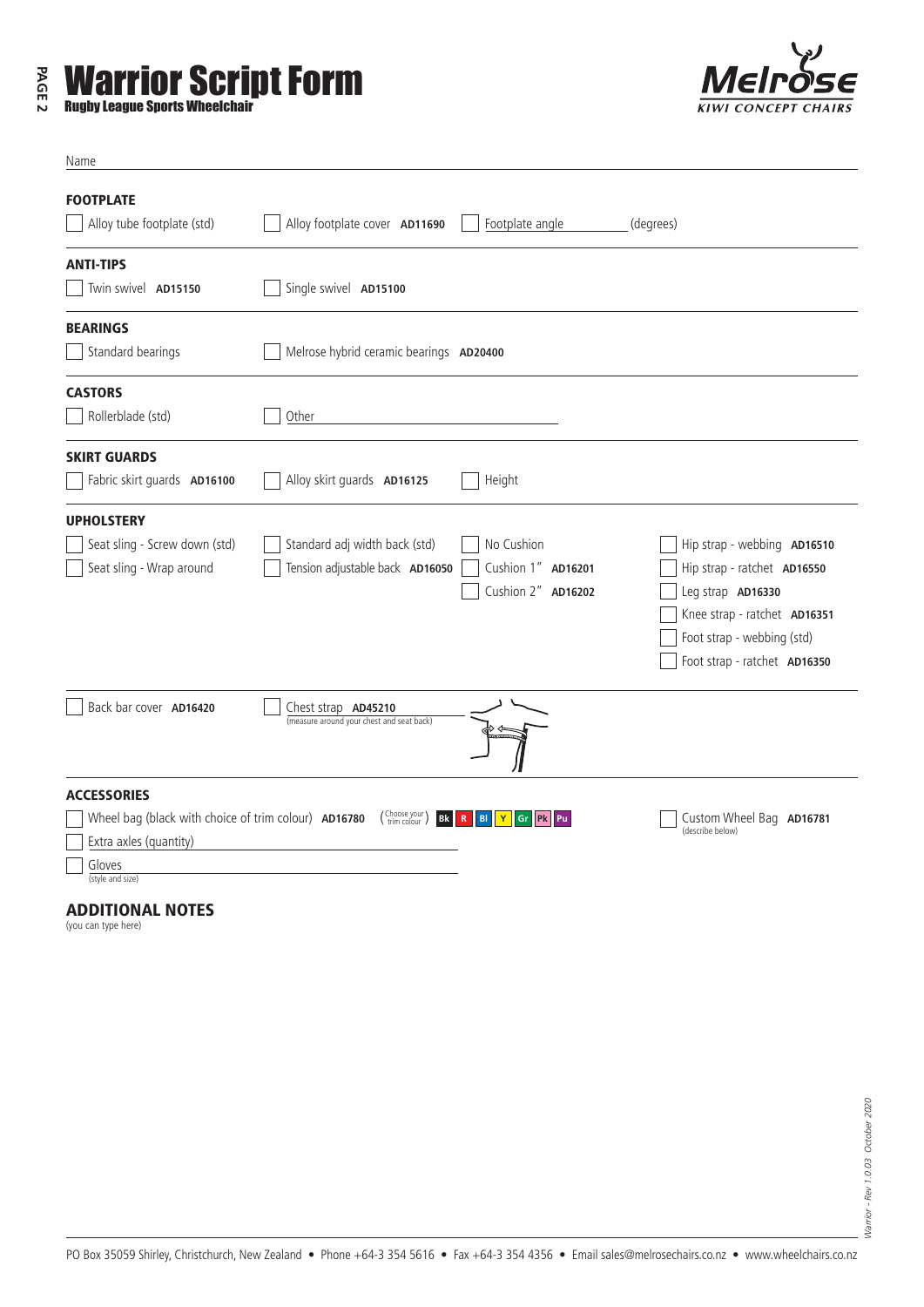# Warrior Script Form

## Rugby League Sports Wheelchair

Name

### FOOTPLATE

- [ ] Alloy tube footplate (std)
- [ ] Alloy footplate cover **AD11690**
- [ ] Footplate angle (degrees)

### ANTI-TIPS

- [ ] Twin swivel **AD15150**
- [ ] Single swivel **AD15100**

### BEARINGS

- [ ] Standard bearings
- [ ] Melrose hybrid ceramic bearings **AD20400**

### CASTORS

- [ ] Rollerblade (std)
- [ ] Other

### SKIRT GUARDS

- [ ] Fabric skirt guards **AD16100**
- [ ] Alloy skirt guards **AD16125**
- [ ] Height

### UPHOLSTERY

- [ ] Seat sling - Screw down (std)
- [ ] Seat sling - Wrap around
- [ ] Standard adj width back (std)
- [ ] Tension adjustable back **AD16050**
- [ ] No Cushion
- [ ] Cushion 1" **AD16201**
- [ ] Cushion 2" **AD16202**
- [ ] Hip strap - webbing **AD16510**
- [ ] Hip strap - ratchet **AD16550**
- [ ] Leg strap **AD16330**
- [ ] Knee strap - ratchet **AD16351**
- [ ] Foot strap - webbing (std)
- [ ] Foot strap - ratchet **AD16350**
- [ ] Back bar cover **AD16420**
- [ ] Chest strap **AD45210** (measure around your chest and seat back)

### ACCESSORIES

- [ ] Wheel bag (black with choice of trim colour) **AD16780** (Choose your trim colour) Bk R Bl Y Gr Pk Pu
- [ ] Custom Wheel Bag **AD16781** (describe below)
- [ ] Extra axles (quantity)
- [ ] Gloves (style and size)

### ADDITIONAL NOTES

(you can type here)

PO Box 35059 Shirley, Christchurch, New Zealand • Phone +64-3 354 5616 • Fax +64-3 354 4356 • Email sales@melrosechairs.co.nz • www.wheelchairs.co.nz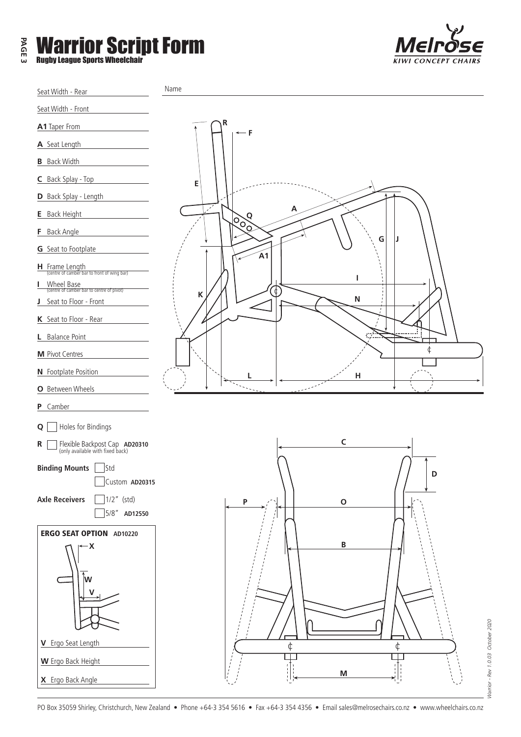# Warrior Script Form

## Rugby League Sports Wheelchair

Melrose KIWI CONCEPT CHAIRS

Name

Seat Width - Rear

Seat Width - Front

**A1** Taper From

**A** Seat Length

**B** Back Width

**C** Back Splay - Top

**D** Back Splay - Length

**E** Back Height

**F** Back Angle

**G** Seat to Footplate

**H** Frame Length (centre of camber bar to front of wing bar)

**I** Wheel Base (centre of camber bar to centre of pivot)

**J** Seat to Floor - Front

**K** Seat to Floor - Rear

**L** Balance Point

**M** Pivot Centres

**N** Footplate Position

**O** Between Wheels

**P** Camber

**Q** ☐ Holes for Bindings

**R** ☐ Flexible Backpost Cap **AD20310** (only available with fixed back)

**Binding Mounts** ☐ Std ☐ Custom **AD20315**

**Axle Receivers** ☐ 1/2" (std) ☐ 5/8" **AD12550**

### ERGO SEAT OPTION AD10220

**V** Ergo Seat Length

**W** Ergo Back Height

**X** Ergo Back Angle

PO Box 35059 Shirley, Christchurch, New Zealand • Phone +64-3 354 5616 • Fax +64-3 354 4356 • Email sales@melrosechairs.co.nz • www.wheelchairs.co.nz

*Warrior - Rev 1.0.03 October 2020*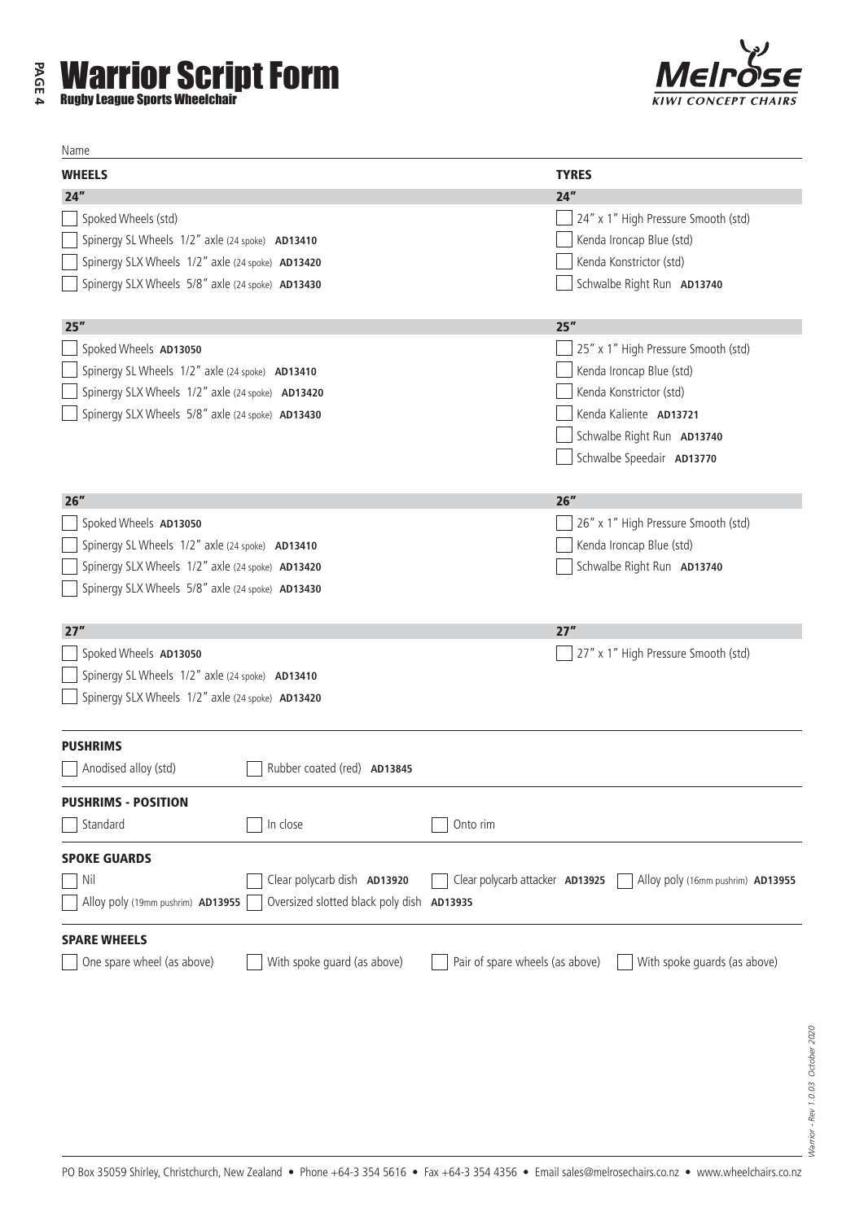# Warrior Script Form

## Rugby League Sports Wheelchair

Name

| WHEELS | TYRES |
|---|---|
| **24″** | **24″** |
| ☐ Spoked Wheels (std) | ☐ 24″ x 1″ High Pressure Smooth (std) |
| ☐ Spinergy SL Wheels 1/2″ axle (24 spoke) **AD13410** | ☐ Kenda Ironcap Blue (std) |
| ☐ Spinergy SLX Wheels 1/2″ axle (24 spoke) **AD13420** | ☐ Kenda Konstrictor (std) |
| ☐ Spinergy SLX Wheels 5/8″ axle (24 spoke) **AD13430** | ☐ Schwalbe Right Run **AD13740** |
| **25″** | **25″** |
| ☐ Spoked Wheels **AD13050** | ☐ 25″ x 1″ High Pressure Smooth (std) |
| ☐ Spinergy SL Wheels 1/2″ axle (24 spoke) **AD13410** | ☐ Kenda Ironcap Blue (std) |
| ☐ Spinergy SLX Wheels 1/2″ axle (24 spoke) **AD13420** | ☐ Kenda Konstrictor (std) |
| ☐ Spinergy SLX Wheels 5/8″ axle (24 spoke) **AD13430** | ☐ Kenda Kaliente **AD13721** |
| | ☐ Schwalbe Right Run **AD13740** |
| | ☐ Schwalbe Speedair **AD13770** |
| **26″** | **26″** |
| ☐ Spoked Wheels **AD13050** | ☐ 26″ x 1″ High Pressure Smooth (std) |
| ☐ Spinergy SL Wheels 1/2″ axle (24 spoke) **AD13410** | ☐ Kenda Ironcap Blue (std) |
| ☐ Spinergy SLX Wheels 1/2″ axle (24 spoke) **AD13420** | ☐ Schwalbe Right Run **AD13740** |
| ☐ Spinergy SLX Wheels 5/8″ axle (24 spoke) **AD13430** | |
| **27″** | **27″** |
| ☐ Spoked Wheels **AD13050** | ☐ 27″ x 1″ High Pressure Smooth (std) |
| ☐ Spinergy SL Wheels 1/2″ axle (24 spoke) **AD13410** | |
| ☐ Spinergy SLX Wheels 1/2″ axle (24 spoke) **AD13420** | |

**PUSHRIMS**

☐ Anodised alloy (std) ☐ Rubber coated (red) **AD13845**

**PUSHRIMS - POSITION**

☐ Standard ☐ In close ☐ Onto rim

**SPOKE GUARDS**

☐ Nil ☐ Clear polycarb dish **AD13920** ☐ Clear polycarb attacker **AD13925** ☐ Alloy poly (16mm pushrim) **AD13955**

☐ Alloy poly (19mm pushrim) **AD13955** ☐ Oversized slotted black poly dish **AD13935**

**SPARE WHEELS**

☐ One spare wheel (as above) ☐ With spoke guard (as above) ☐ Pair of spare wheels (as above) ☐ With spoke guards (as above)

*Warrior - Rev 1.0.03 October 2020*

PO Box 35059 Shirley, Christchurch, New Zealand • Phone +64-3 354 5616 • Fax +64-3 354 4356 • Email sales@melrosechairs.co.nz • www.wheelchairs.co.nz